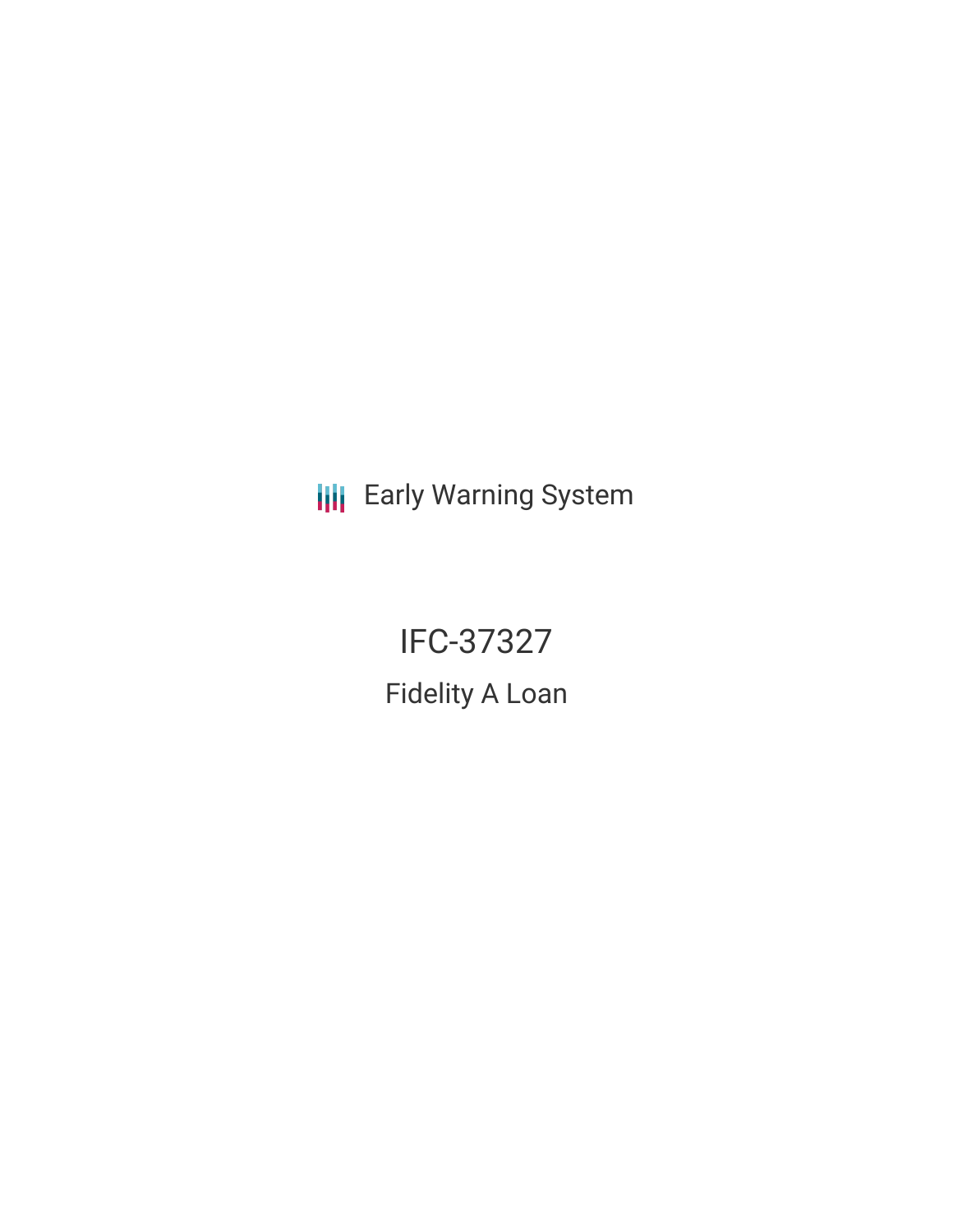Early Warning System

# IFC-37327

## Fidelity A Loan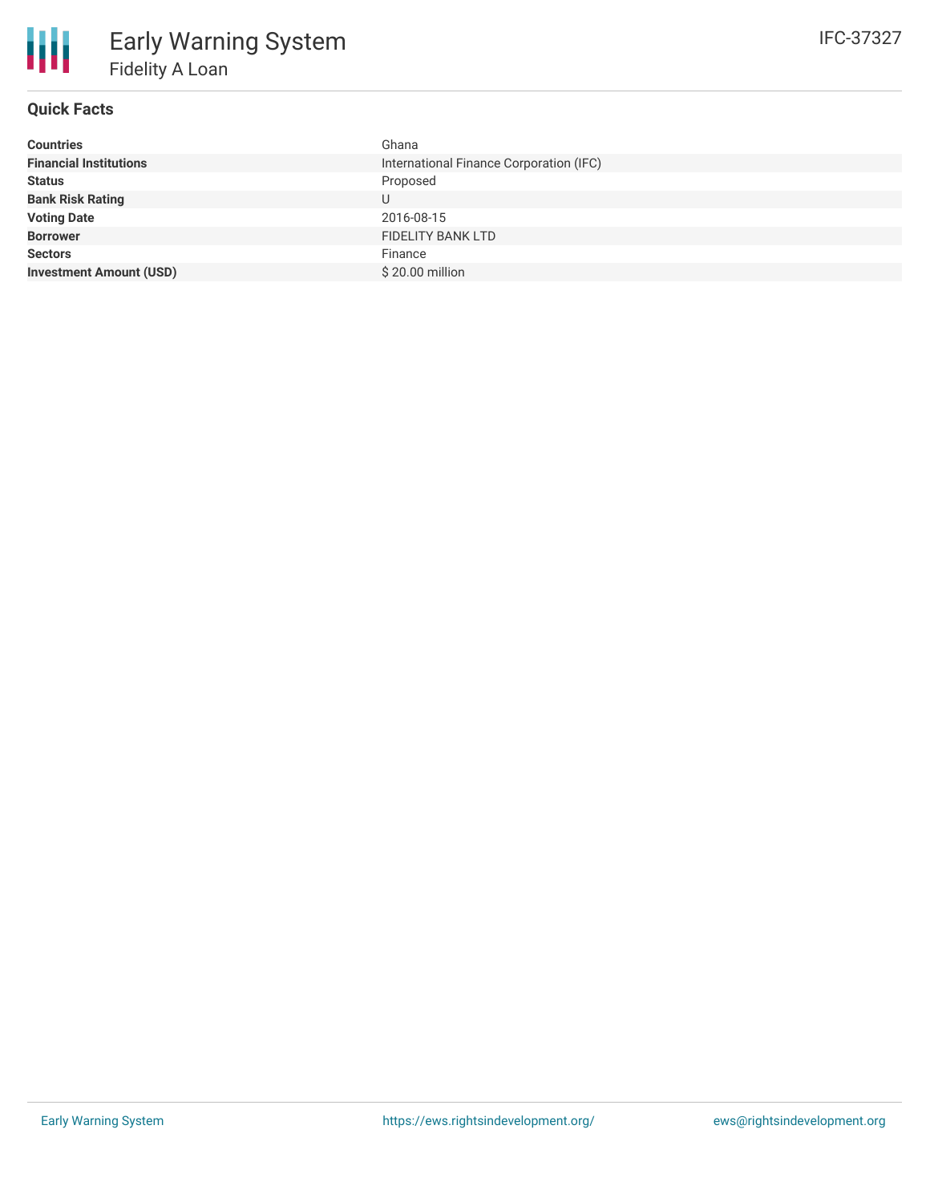# Early Warning System

## Fidelity A Loan

IFC-37327

### Quick Facts

| | |
|---|---|
| **Countries** | Ghana |
| **Financial Institutions** | International Finance Corporation (IFC) |
| **Status** | Proposed |
| **Bank Risk Rating** | U |
| **Voting Date** | 2016-08-15 |
| **Borrower** | FIDELITY BANK LTD |
| **Sectors** | Finance |
| **Investment Amount (USD)** | $ 20.00 million |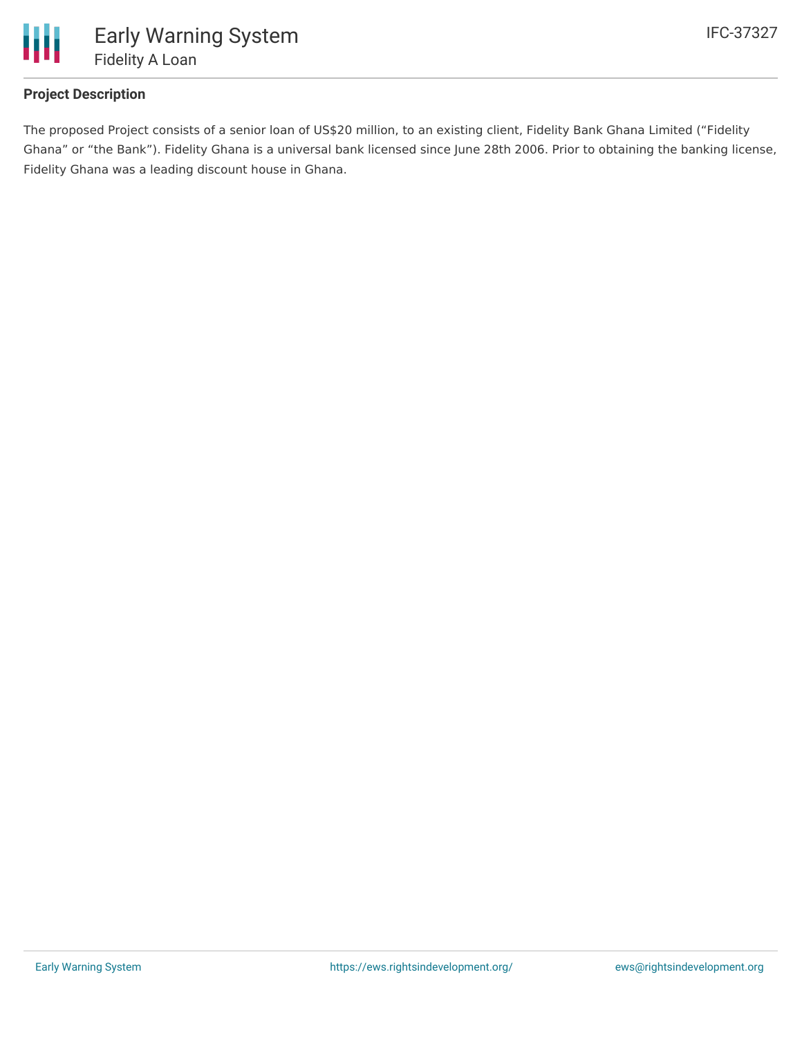## Project Description

The proposed Project consists of a senior loan of US$20 million, to an existing client, Fidelity Bank Ghana Limited ("Fidelity Ghana" or "the Bank"). Fidelity Ghana is a universal bank licensed since June 28th 2006. Prior to obtaining the banking license, Fidelity Ghana was a leading discount house in Ghana.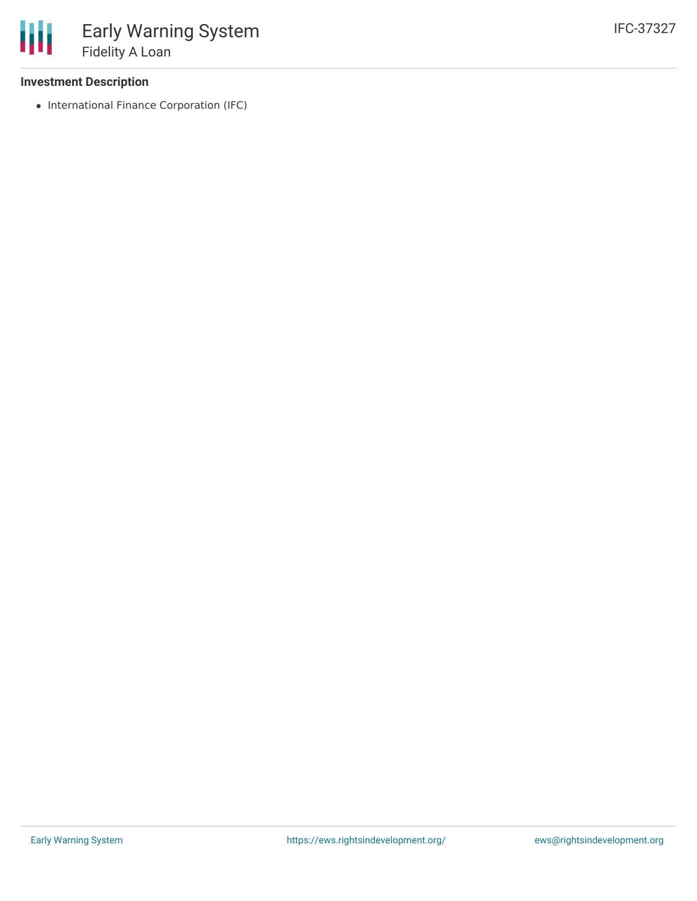### Investment Description

- International Finance Corporation (IFC)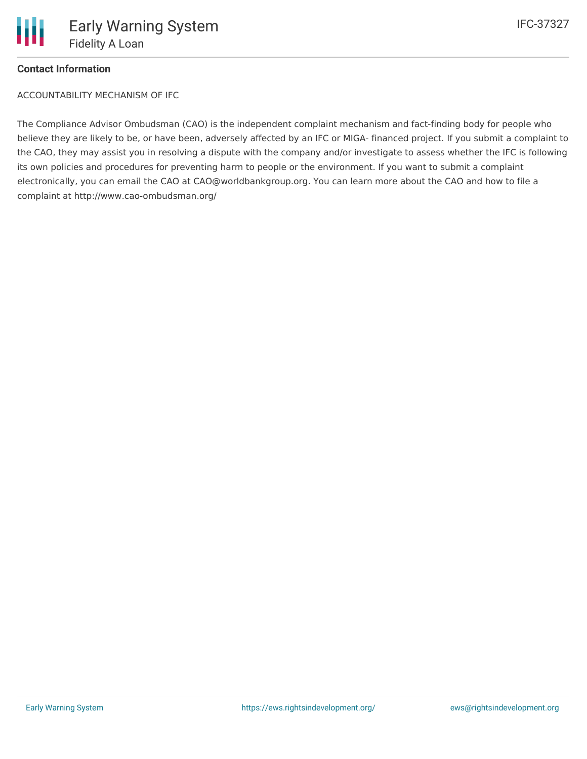## Contact Information

ACCOUNTABILITY MECHANISM OF IFC

The Compliance Advisor Ombudsman (CAO) is the independent complaint mechanism and fact-finding body for people who believe they are likely to be, or have been, adversely affected by an IFC or MIGA- financed project. If you submit a complaint to the CAO, they may assist you in resolving a dispute with the company and/or investigate to assess whether the IFC is following its own policies and procedures for preventing harm to people or the environment. If you want to submit a complaint electronically, you can email the CAO at CAO@worldbankgroup.org. You can learn more about the CAO and how to file a complaint at http://www.cao-ombudsman.org/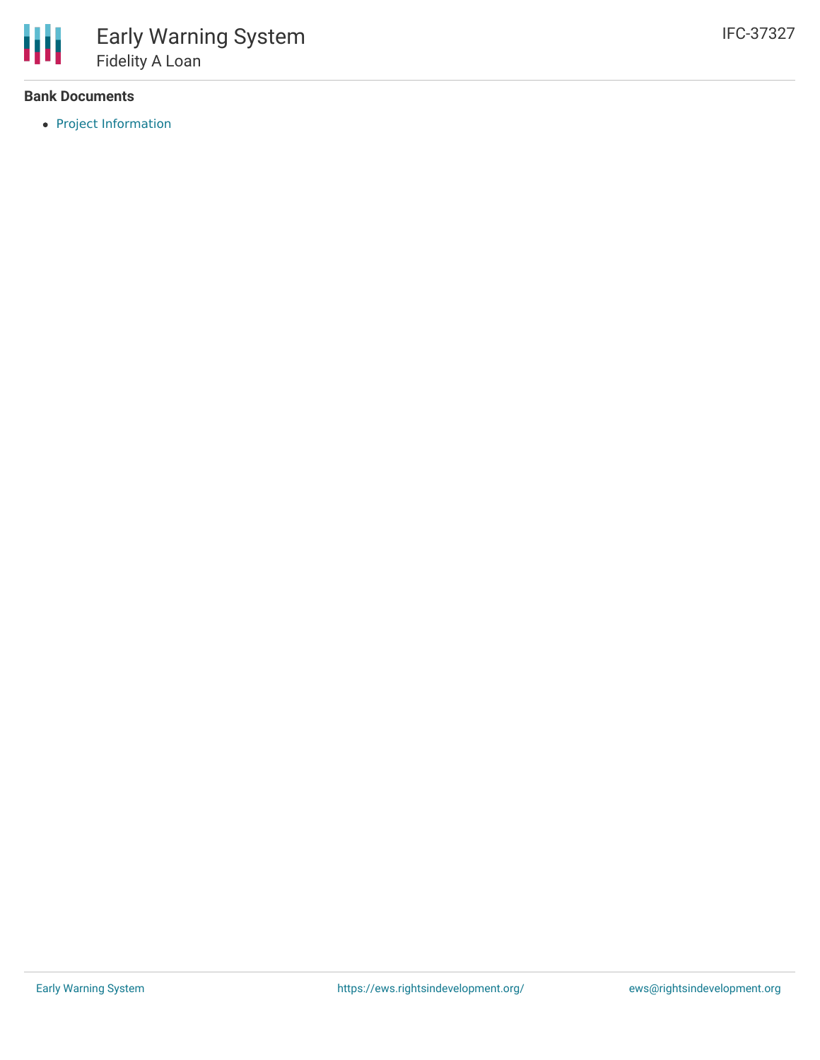**Bank Documents**

- Project Information